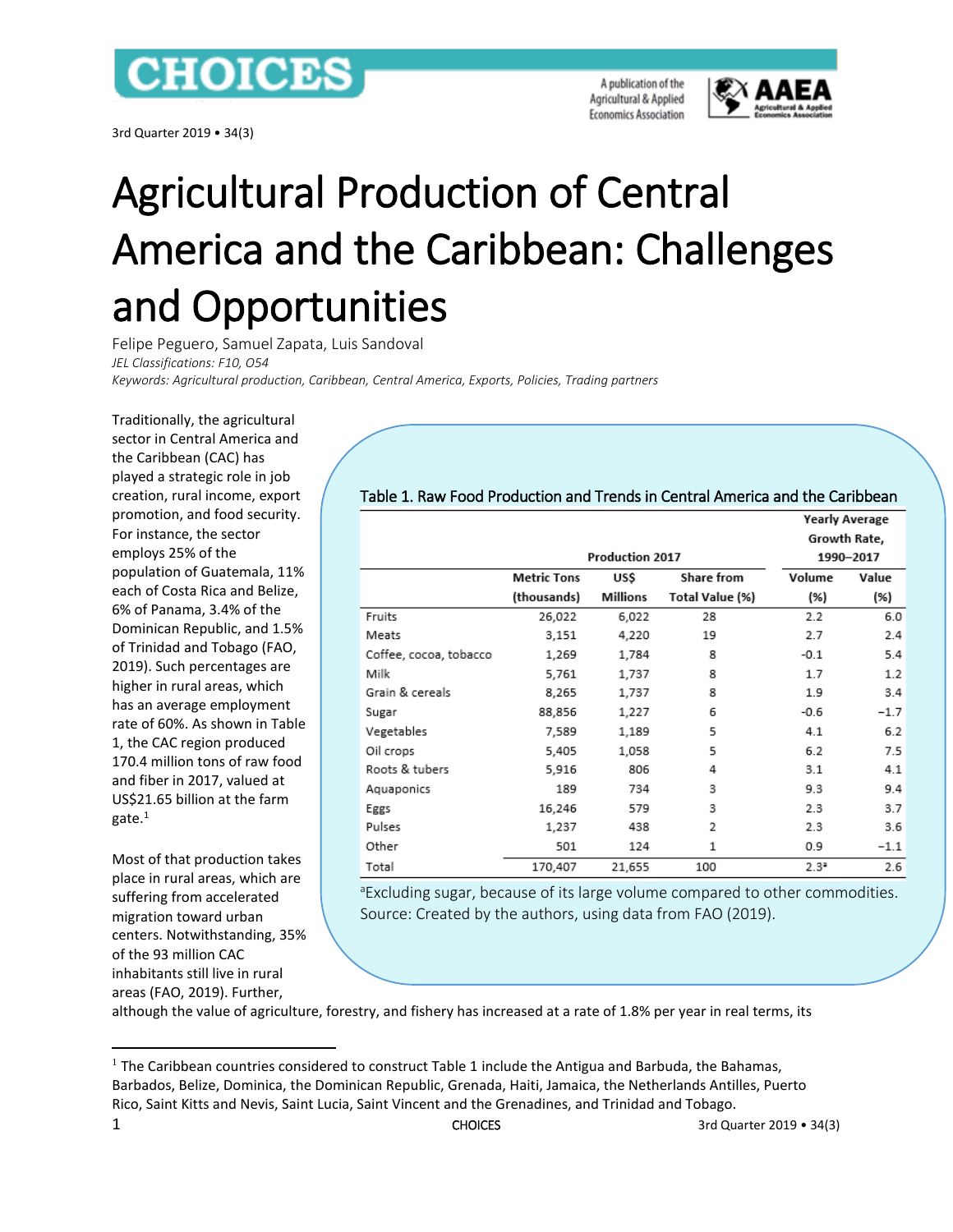# Agricultural Production of Central America and the Caribbean: Challenges and Opportunities

Felipe Peguero, Samuel Zapata, Luis Sandoval

*JEL Classifications: F10, O54*

*Keywords: Agricultural production, Caribbean, Central America, Exports, Policies, Trading partners*

Traditionally, the agricultural sector in Central America and the Caribbean (CAC) has played a strategic role in job creation, rural income, export promotion, and food security. For instance, the sector employs 25% of the population of Guatemala, 11% each of Costa Rica and Belize, 6% of Panama, 3.4% of the Dominican Republic, and 1.5% of Trinidad and Tobago (FAO, 2019). Such percentages are higher in rural areas, which has an average employment rate of 60%. As shown in Table 1, the CAC region produced 170.4 million tons of raw food and fiber in 2017, valued at US$21.65 billion at the farm gate.[1]

Table 1. Raw Food Production and Trends in Central America and the Caribbean

| | Production 2017 | | | Yearly Average Growth Rate, 1990–2017 | |
|---|---|---|---|---|---|
| | Metric Tons (thousands) | US$ Millions | Share from Total Value (%) | Volume (%) | Value (%) |
| Fruits | 26,022 | 6,022 | 28 | 2.2 | 6.0 |
| Meats | 3,151 | 4,220 | 19 | 2.7 | 2.4 |
| Coffee, cocoa, tobacco | 1,269 | 1,784 | 8 | -0.1 | 5.4 |
| Milk | 5,761 | 1,737 | 8 | 1.7 | 1.2 |
| Grain & cereals | 8,265 | 1,737 | 8 | 1.9 | 3.4 |
| Sugar | 88,856 | 1,227 | 6 | -0.6 | −1.7 |
| Vegetables | 7,589 | 1,189 | 5 | 4.1 | 6.2 |
| Oil crops | 5,405 | 1,058 | 5 | 6.2 | 7.5 |
| Roots & tubers | 5,916 | 806 | 4 | 3.1 | 4.1 |
| Aquaponics | 189 | 734 | 3 | 9.3 | 9.4 |
| Eggs | 16,246 | 579 | 3 | 2.3 | 3.7 |
| Pulses | 1,237 | 438 | 2 | 2.3 | 3.6 |
| Other | 501 | 124 | 1 | 0.9 | −1.1 |
| Total | 170,407 | 21,655 | 100 | 2.3[a] | 2.6 |

[a]Excluding sugar, because of its large volume compared to other commodities.
Source: Created by the authors, using data from FAO (2019).

Most of that production takes place in rural areas, which are suffering from accelerated migration toward urban centers. Notwithstanding, 35% of the 93 million CAC inhabitants still live in rural areas (FAO, 2019). Further, although the value of agriculture, forestry, and fishery has increased at a rate of 1.8% per year in real terms, its

[1] The Caribbean countries considered to construct Table 1 include the Antigua and Barbuda, the Bahamas, Barbados, Belize, Dominica, the Dominican Republic, Grenada, Haiti, Jamaica, the Netherlands Antilles, Puerto Rico, Saint Kitts and Nevis, Saint Lucia, Saint Vincent and the Grenadines, and Trinidad and Tobago.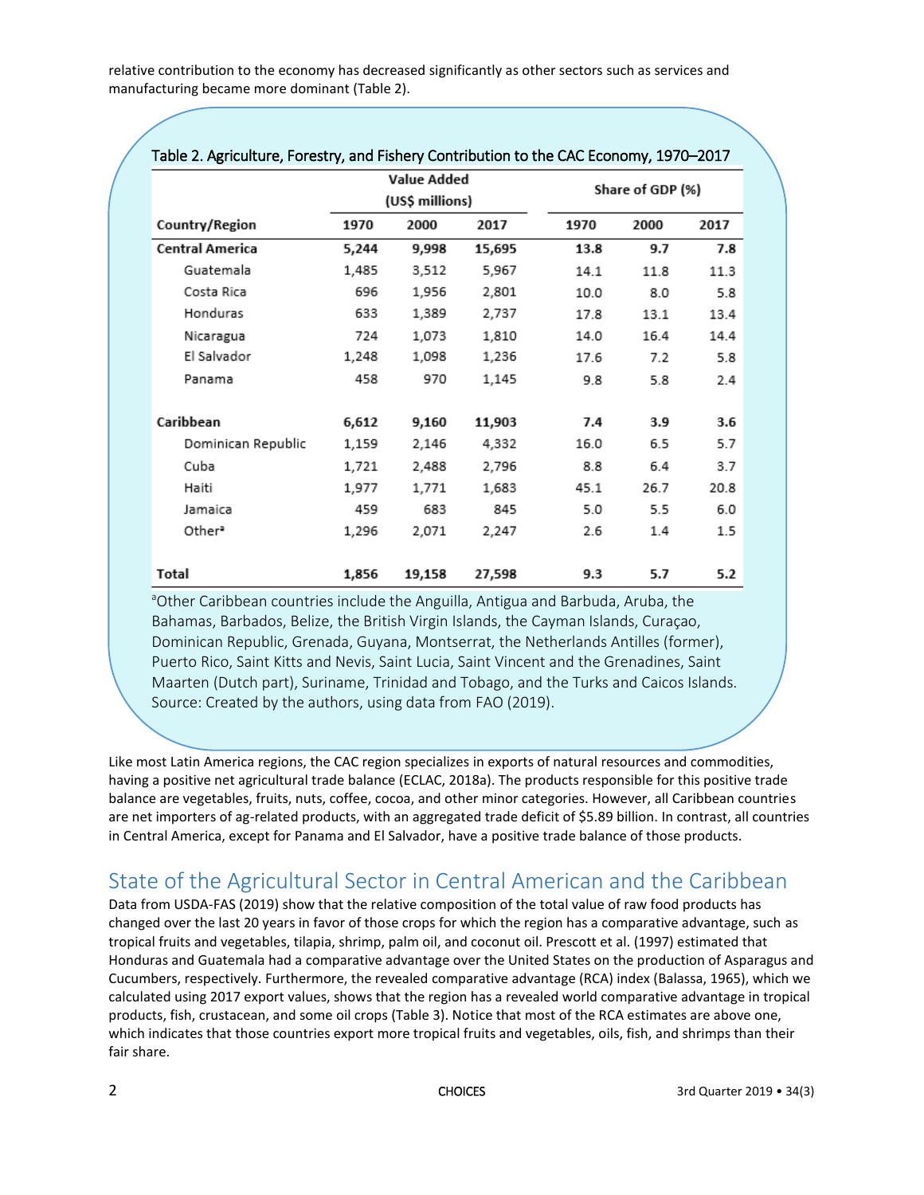relative contribution to the economy has decreased significantly as other sectors such as services and manufacturing became more dominant (Table 2).

Table 2. Agriculture, Forestry, and Fishery Contribution to the CAC Economy, 1970–2017

| Country/Region | Value Added (US$ millions) | | | Share of GDP (%) | | |
|---|---|---|---|---|---|---|
| | 1970 | 2000 | 2017 | 1970 | 2000 | 2017 |
| **Central America** | **5,244** | **9,998** | **15,695** | **13.8** | **9.7** | **7.8** |
| Guatemala | 1,485 | 3,512 | 5,967 | 14.1 | 11.8 | 11.3 |
| Costa Rica | 696 | 1,956 | 2,801 | 10.0 | 8.0 | 5.8 |
| Honduras | 633 | 1,389 | 2,737 | 17.8 | 13.1 | 13.4 |
| Nicaragua | 724 | 1,073 | 1,810 | 14.0 | 16.4 | 14.4 |
| El Salvador | 1,248 | 1,098 | 1,236 | 17.6 | 7.2 | 5.8 |
| Panama | 458 | 970 | 1,145 | 9.8 | 5.8 | 2.4 |
| **Caribbean** | **6,612** | **9,160** | **11,903** | **7.4** | **3.9** | **3.6** |
| Dominican Republic | 1,159 | 2,146 | 4,332 | 16.0 | 6.5 | 5.7 |
| Cuba | 1,721 | 2,488 | 2,796 | 8.8 | 6.4 | 3.7 |
| Haiti | 1,977 | 1,771 | 1,683 | 45.1 | 26.7 | 20.8 |
| Jamaica | 459 | 683 | 845 | 5.0 | 5.5 | 6.0 |
| Other[a] | 1,296 | 2,071 | 2,247 | 2.6 | 1.4 | 1.5 |
| **Total** | **1,856** | **19,158** | **27,598** | **9.3** | **5.7** | **5.2** |

[a]Other Caribbean countries include the Anguilla, Antigua and Barbuda, Aruba, the Bahamas, Barbados, Belize, the British Virgin Islands, the Cayman Islands, Curaçao, Dominican Republic, Grenada, Guyana, Montserrat, the Netherlands Antilles (former), Puerto Rico, Saint Kitts and Nevis, Saint Lucia, Saint Vincent and the Grenadines, Saint Maarten (Dutch part), Suriname, Trinidad and Tobago, and the Turks and Caicos Islands.
Source: Created by the authors, using data from FAO (2019).

Like most Latin America regions, the CAC region specializes in exports of natural resources and commodities, having a positive net agricultural trade balance (ECLAC, 2018a). The products responsible for this positive trade balance are vegetables, fruits, nuts, coffee, cocoa, and other minor categories. However, all Caribbean countries are net importers of ag-related products, with an aggregated trade deficit of $5.89 billion. In contrast, all countries in Central America, except for Panama and El Salvador, have a positive trade balance of those products.

## State of the Agricultural Sector in Central American and the Caribbean

Data from USDA-FAS (2019) show that the relative composition of the total value of raw food products has changed over the last 20 years in favor of those crops for which the region has a comparative advantage, such as tropical fruits and vegetables, tilapia, shrimp, palm oil, and coconut oil. Prescott et al. (1997) estimated that Honduras and Guatemala had a comparative advantage over the United States on the production of Asparagus and Cucumbers, respectively. Furthermore, the revealed comparative advantage (RCA) index (Balassa, 1965), which we calculated using 2017 export values, shows that the region has a revealed world comparative advantage in tropical products, fish, crustacean, and some oil crops (Table 3). Notice that most of the RCA estimates are above one, which indicates that those countries export more tropical fruits and vegetables, oils, fish, and shrimps than their fair share.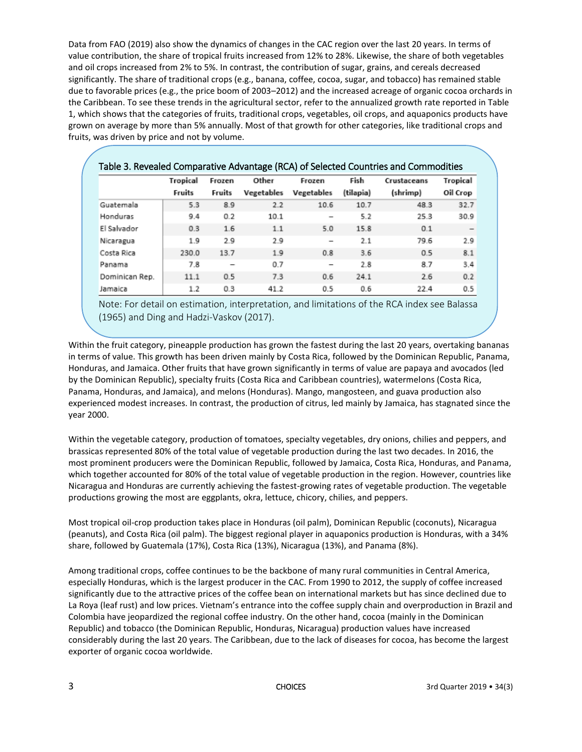Data from FAO (2019) also show the dynamics of changes in the CAC region over the last 20 years. In terms of value contribution, the share of tropical fruits increased from 12% to 28%. Likewise, the share of both vegetables and oil crops increased from 2% to 5%. In contrast, the contribution of sugar, grains, and cereals decreased significantly. The share of traditional crops (e.g., banana, coffee, cocoa, sugar, and tobacco) has remained stable due to favorable prices (e.g., the price boom of 2003–2012) and the increased acreage of organic cocoa orchards in the Caribbean. To see these trends in the agricultural sector, refer to the annualized growth rate reported in Table 1, which shows that the categories of fruits, traditional crops, vegetables, oil crops, and aquaponics products have grown on average by more than 5% annually. Most of that growth for other categories, like traditional crops and fruits, was driven by price and not by volume.

Table 3. Revealed Comparative Advantage (RCA) of Selected Countries and Commodities

| | Tropical Fruits | Frozen Fruits | Other Vegetables | Frozen Vegetables | Fish (tilapia) | Crustaceans (shrimp) | Tropical Oil Crop |
|---|---|---|---|---|---|---|---|
| Guatemala | 5.3 | 8.9 | 2.2 | 10.6 | 10.7 | 48.3 | 32.7 |
| Honduras | 9.4 | 0.2 | 10.1 | – | 5.2 | 25.3 | 30.9 |
| El Salvador | 0.3 | 1.6 | 1.1 | 5.0 | 15.8 | 0.1 | – |
| Nicaragua | 1.9 | 2.9 | 2.9 | – | 2.1 | 79.6 | 2.9 |
| Costa Rica | 230.0 | 13.7 | 1.9 | 0.8 | 3.6 | 0.5 | 8.1 |
| Panama | 7.8 | – | 0.7 | – | 2.8 | 8.7 | 3.4 |
| Dominican Rep. | 11.1 | 0.5 | 7.3 | 0.6 | 24.1 | 2.6 | 0.2 |
| Jamaica | 1.2 | 0.3 | 41.2 | 0.5 | 0.6 | 22.4 | 0.5 |

Note: For detail on estimation, interpretation, and limitations of the RCA index see Balassa (1965) and Ding and Hadzi-Vaskov (2017).

Within the fruit category, pineapple production has grown the fastest during the last 20 years, overtaking bananas in terms of value. This growth has been driven mainly by Costa Rica, followed by the Dominican Republic, Panama, Honduras, and Jamaica. Other fruits that have grown significantly in terms of value are papaya and avocados (led by the Dominican Republic), specialty fruits (Costa Rica and Caribbean countries), watermelons (Costa Rica, Panama, Honduras, and Jamaica), and melons (Honduras). Mango, mangosteen, and guava production also experienced modest increases. In contrast, the production of citrus, led mainly by Jamaica, has stagnated since the year 2000.

Within the vegetable category, production of tomatoes, specialty vegetables, dry onions, chilies and peppers, and brassicas represented 80% of the total value of vegetable production during the last two decades. In 2016, the most prominent producers were the Dominican Republic, followed by Jamaica, Costa Rica, Honduras, and Panama, which together accounted for 80% of the total value of vegetable production in the region. However, countries like Nicaragua and Honduras are currently achieving the fastest-growing rates of vegetable production. The vegetable productions growing the most are eggplants, okra, lettuce, chicory, chilies, and peppers.

Most tropical oil-crop production takes place in Honduras (oil palm), Dominican Republic (coconuts), Nicaragua (peanuts), and Costa Rica (oil palm). The biggest regional player in aquaponics production is Honduras, with a 34% share, followed by Guatemala (17%), Costa Rica (13%), Nicaragua (13%), and Panama (8%).

Among traditional crops, coffee continues to be the backbone of many rural communities in Central America, especially Honduras, which is the largest producer in the CAC. From 1990 to 2012, the supply of coffee increased significantly due to the attractive prices of the coffee bean on international markets but has since declined due to La Roya (leaf rust) and low prices. Vietnam's entrance into the coffee supply chain and overproduction in Brazil and Colombia have jeopardized the regional coffee industry. On the other hand, cocoa (mainly in the Dominican Republic) and tobacco (the Dominican Republic, Honduras, Nicaragua) production values have increased considerably during the last 20 years. The Caribbean, due to the lack of diseases for cocoa, has become the largest exporter of organic cocoa worldwide.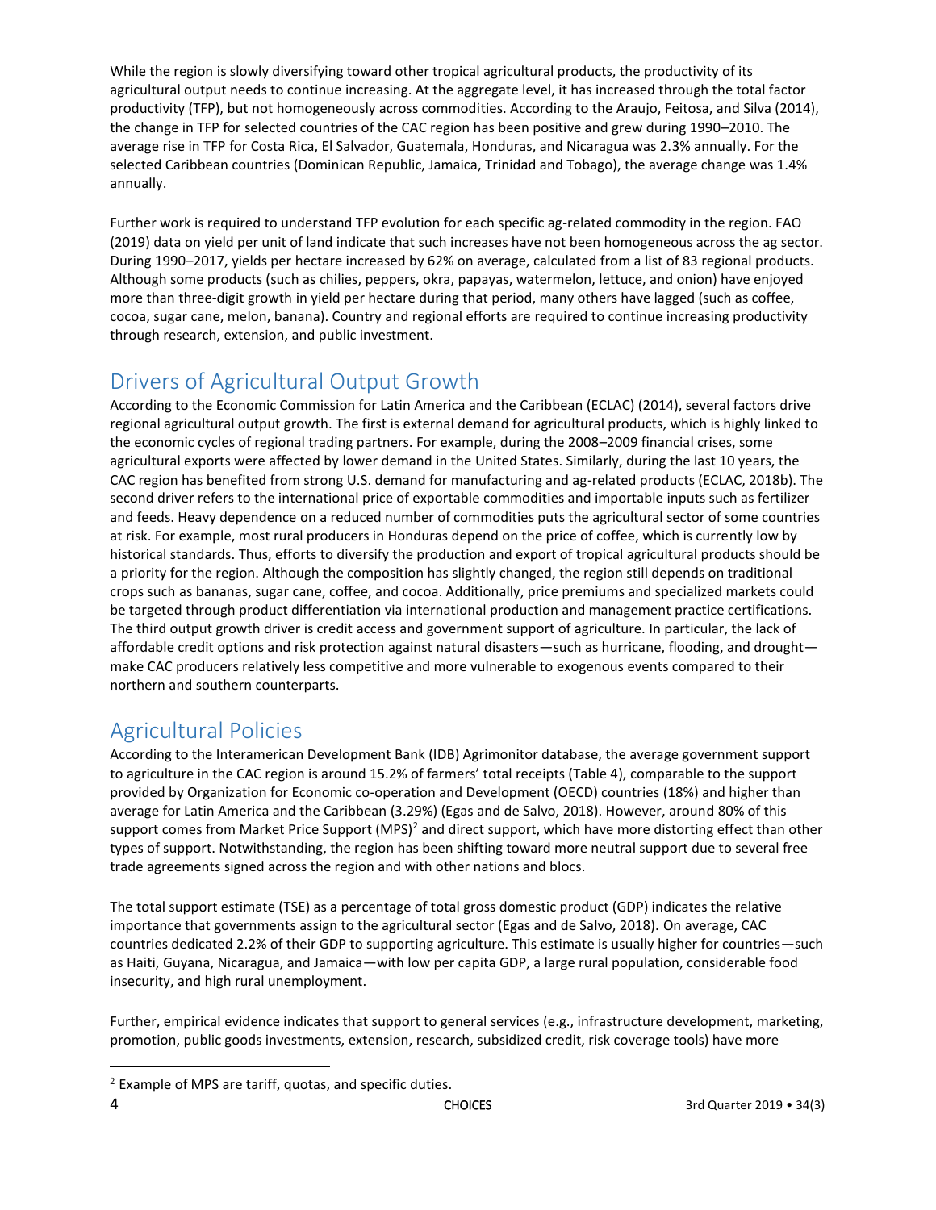While the region is slowly diversifying toward other tropical agricultural products, the productivity of its agricultural output needs to continue increasing. At the aggregate level, it has increased through the total factor productivity (TFP), but not homogeneously across commodities. According to the Araujo, Feitosa, and Silva (2014), the change in TFP for selected countries of the CAC region has been positive and grew during 1990–2010. The average rise in TFP for Costa Rica, El Salvador, Guatemala, Honduras, and Nicaragua was 2.3% annually. For the selected Caribbean countries (Dominican Republic, Jamaica, Trinidad and Tobago), the average change was 1.4% annually.

Further work is required to understand TFP evolution for each specific ag-related commodity in the region. FAO (2019) data on yield per unit of land indicate that such increases have not been homogeneous across the ag sector. During 1990–2017, yields per hectare increased by 62% on average, calculated from a list of 83 regional products. Although some products (such as chilies, peppers, okra, papayas, watermelon, lettuce, and onion) have enjoyed more than three-digit growth in yield per hectare during that period, many others have lagged (such as coffee, cocoa, sugar cane, melon, banana). Country and regional efforts are required to continue increasing productivity through research, extension, and public investment.

## Drivers of Agricultural Output Growth

According to the Economic Commission for Latin America and the Caribbean (ECLAC) (2014), several factors drive regional agricultural output growth. The first is external demand for agricultural products, which is highly linked to the economic cycles of regional trading partners. For example, during the 2008–2009 financial crises, some agricultural exports were affected by lower demand in the United States. Similarly, during the last 10 years, the CAC region has benefited from strong U.S. demand for manufacturing and ag-related products (ECLAC, 2018b). The second driver refers to the international price of exportable commodities and importable inputs such as fertilizer and feeds. Heavy dependence on a reduced number of commodities puts the agricultural sector of some countries at risk. For example, most rural producers in Honduras depend on the price of coffee, which is currently low by historical standards. Thus, efforts to diversify the production and export of tropical agricultural products should be a priority for the region. Although the composition has slightly changed, the region still depends on traditional crops such as bananas, sugar cane, coffee, and cocoa. Additionally, price premiums and specialized markets could be targeted through product differentiation via international production and management practice certifications. The third output growth driver is credit access and government support of agriculture. In particular, the lack of affordable credit options and risk protection against natural disasters—such as hurricane, flooding, and drought—make CAC producers relatively less competitive and more vulnerable to exogenous events compared to their northern and southern counterparts.

## Agricultural Policies

According to the Interamerican Development Bank (IDB) Agrimonitor database, the average government support to agriculture in the CAC region is around 15.2% of farmers' total receipts (Table 4), comparable to the support provided by Organization for Economic co-operation and Development (OECD) countries (18%) and higher than average for Latin America and the Caribbean (3.29%) (Egas and de Salvo, 2018). However, around 80% of this support comes from Market Price Support (MPS)[2] and direct support, which have more distorting effect than other types of support. Notwithstanding, the region has been shifting toward more neutral support due to several free trade agreements signed across the region and with other nations and blocs.

The total support estimate (TSE) as a percentage of total gross domestic product (GDP) indicates the relative importance that governments assign to the agricultural sector (Egas and de Salvo, 2018). On average, CAC countries dedicated 2.2% of their GDP to supporting agriculture. This estimate is usually higher for countries—such as Haiti, Guyana, Nicaragua, and Jamaica—with low per capita GDP, a large rural population, considerable food insecurity, and high rural unemployment.

Further, empirical evidence indicates that support to general services (e.g., infrastructure development, marketing, promotion, public goods investments, extension, research, subsidized credit, risk coverage tools) have more

[2] Example of MPS are tariff, quotas, and specific duties.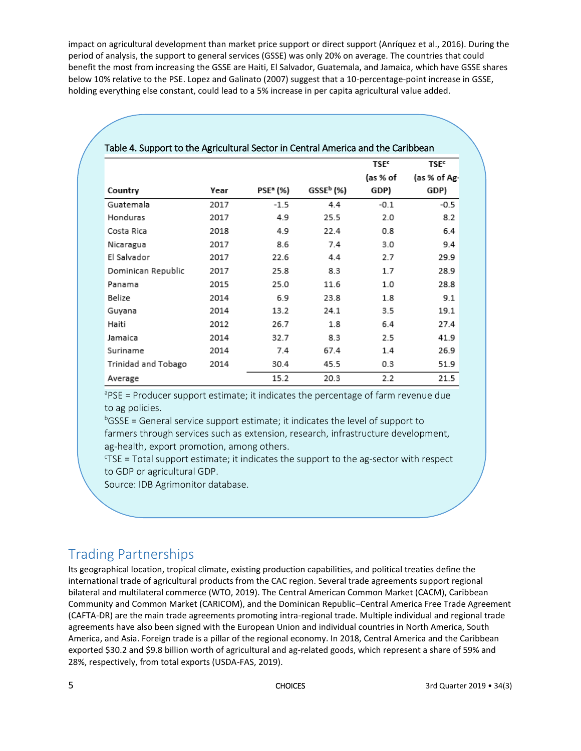impact on agricultural development than market price support or direct support (Anríquez et al., 2016). During the period of analysis, the support to general services (GSSE) was only 20% on average. The countries that could benefit the most from increasing the GSSE are Haiti, El Salvador, Guatemala, and Jamaica, which have GSSE shares below 10% relative to the PSE. Lopez and Galinato (2007) suggest that a 10-percentage-point increase in GSSE, holding everything else constant, could lead to a 5% increase in per capita agricultural value added.

Table 4. Support to the Agricultural Sector in Central America and the Caribbean

| Country | Year | PSE[a] (%) | GSSE[b] (%) | TSE[c] (as % of GDP) | TSE[c] (as % of Ag-GDP) |
|---|---|---|---|---|---|
| Guatemala | 2017 | -1.5 | 4.4 | -0.1 | -0.5 |
| Honduras | 2017 | 4.9 | 25.5 | 2.0 | 8.2 |
| Costa Rica | 2018 | 4.9 | 22.4 | 0.8 | 6.4 |
| Nicaragua | 2017 | 8.6 | 7.4 | 3.0 | 9.4 |
| El Salvador | 2017 | 22.6 | 4.4 | 2.7 | 29.9 |
| Dominican Republic | 2017 | 25.8 | 8.3 | 1.7 | 28.9 |
| Panama | 2015 | 25.0 | 11.6 | 1.0 | 28.8 |
| Belize | 2014 | 6.9 | 23.8 | 1.8 | 9.1 |
| Guyana | 2014 | 13.2 | 24.1 | 3.5 | 19.1 |
| Haiti | 2012 | 26.7 | 1.8 | 6.4 | 27.4 |
| Jamaica | 2014 | 32.7 | 8.3 | 2.5 | 41.9 |
| Suriname | 2014 | 7.4 | 67.4 | 1.4 | 26.9 |
| Trinidad and Tobago | 2014 | 30.4 | 45.5 | 0.3 | 51.9 |
| Average | | 15.2 | 20.3 | 2.2 | 21.5 |

[a]PSE = Producer support estimate; it indicates the percentage of farm revenue due to ag policies.
[b]GSSE = General service support estimate; it indicates the level of support to farmers through services such as extension, research, infrastructure development, ag-health, export promotion, among others.
[c]TSE = Total support estimate; it indicates the support to the ag-sector with respect to GDP or agricultural GDP.
Source: IDB Agrimonitor database.

## Trading Partnerships

Its geographical location, tropical climate, existing production capabilities, and political treaties define the international trade of agricultural products from the CAC region. Several trade agreements support regional bilateral and multilateral commerce (WTO, 2019). The Central American Common Market (CACM), Caribbean Community and Common Market (CARICOM), and the Dominican Republic–Central America Free Trade Agreement (CAFTA-DR) are the main trade agreements promoting intra-regional trade. Multiple individual and regional trade agreements have also been signed with the European Union and individual countries in North America, South America, and Asia. Foreign trade is a pillar of the regional economy. In 2018, Central America and the Caribbean exported $30.2 and $9.8 billion worth of agricultural and ag-related goods, which represent a share of 59% and 28%, respectively, from total exports (USDA-FAS, 2019).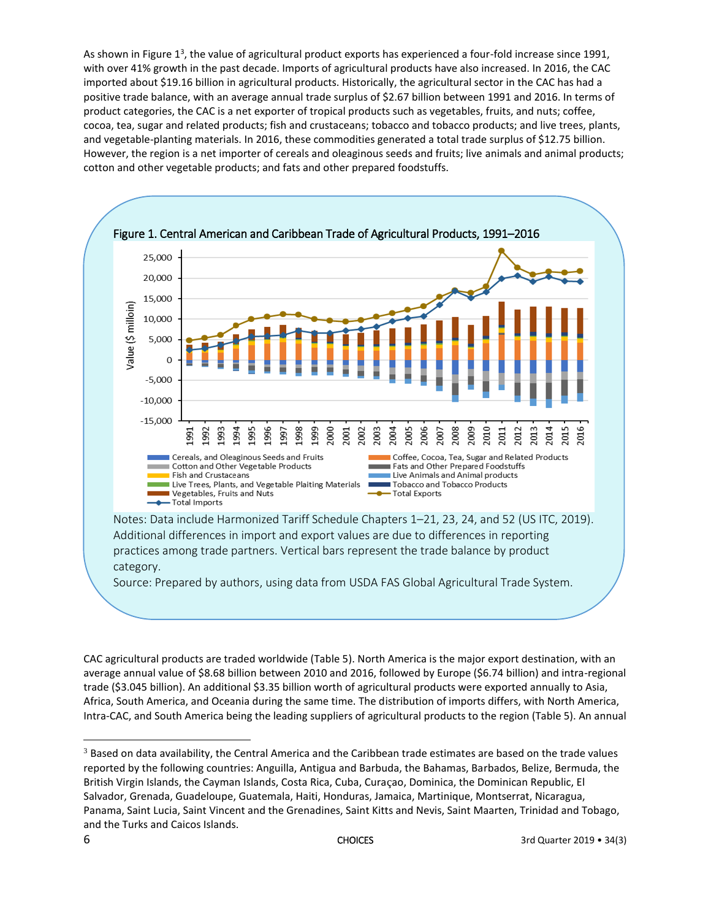As shown in Figure 1[3], the value of agricultural product exports has experienced a four-fold increase since 1991, with over 41% growth in the past decade. Imports of agricultural products have also increased. In 2016, the CAC imported about $19.16 billion in agricultural products. Historically, the agricultural sector in the CAC has had a positive trade balance, with an average annual trade surplus of $2.67 billion between 1991 and 2016. In terms of product categories, the CAC is a net exporter of tropical products such as vegetables, fruits, and nuts; coffee, cocoa, tea, sugar and related products; fish and crustaceans; tobacco and tobacco products; and live trees, plants, and vegetable-planting materials. In 2016, these commodities generated a total trade surplus of $12.75 billion. However, the region is a net importer of cereals and oleaginous seeds and fruits; live animals and animal products; cotton and other vegetable products; and fats and other prepared foodstuffs.

Figure 1. Central American and Caribbean Trade of Agricultural Products, 1991–2016

Notes: Data include Harmonized Tariff Schedule Chapters 1–21, 23, 24, and 52 (US ITC, 2019). Additional differences in import and export values are due to differences in reporting practices among trade partners. Vertical bars represent the trade balance by product category.

Source: Prepared by authors, using data from USDA FAS Global Agricultural Trade System.

CAC agricultural products are traded worldwide (Table 5). North America is the major export destination, with an average annual value of $8.68 billion between 2010 and 2016, followed by Europe ($6.74 billion) and intra-regional trade ($3.045 billion). An additional $3.35 billion worth of agricultural products were exported annually to Asia, Africa, South America, and Oceania during the same time. The distribution of imports differs, with North America, Intra-CAC, and South America being the leading suppliers of agricultural products to the region (Table 5). An annual

[3] Based on data availability, the Central America and the Caribbean trade estimates are based on the trade values reported by the following countries: Anguilla, Antigua and Barbuda, the Bahamas, Barbados, Belize, Bermuda, the British Virgin Islands, the Cayman Islands, Costa Rica, Cuba, Curaçao, Dominica, the Dominican Republic, El Salvador, Grenada, Guadeloupe, Guatemala, Haiti, Honduras, Jamaica, Martinique, Montserrat, Nicaragua, Panama, Saint Lucia, Saint Vincent and the Grenadines, Saint Kitts and Nevis, Saint Maarten, Trinidad and Tobago, and the Turks and Caicos Islands.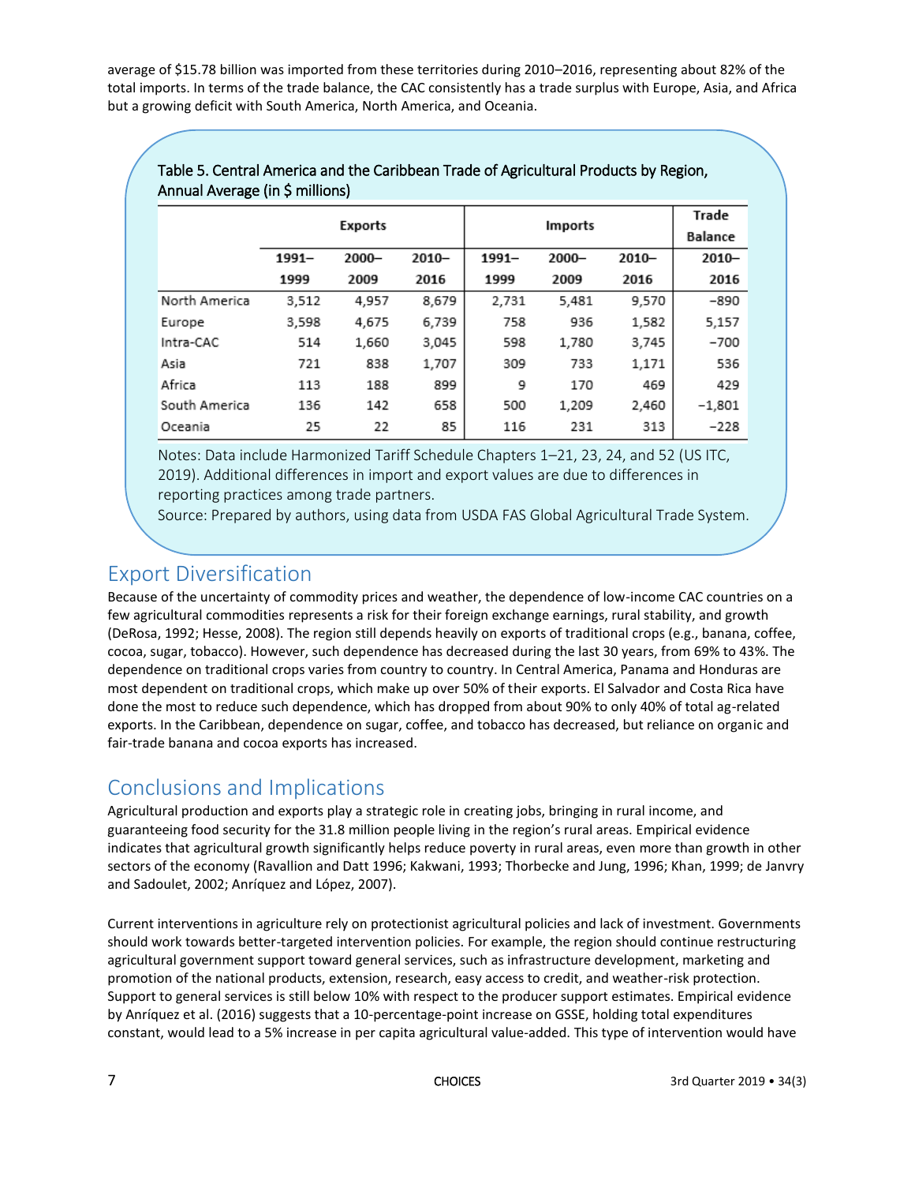average of $15.78 billion was imported from these territories during 2010–2016, representing about 82% of the total imports. In terms of the trade balance, the CAC consistently has a trade surplus with Europe, Asia, and Africa but a growing deficit with South America, North America, and Oceania.

Table 5. Central America and the Caribbean Trade of Agricultural Products by Region, Annual Average (in $ millions)

| | Exports | | | Imports | | | Trade Balance |
|---|---|---|---|---|---|---|---|
| | 1991–1999 | 2000–2009 | 2010–2016 | 1991–1999 | 2000–2009 | 2010–2016 | 2010–2016 |
| North America | 3,512 | 4,957 | 8,679 | 2,731 | 5,481 | 9,570 | −890 |
| Europe | 3,598 | 4,675 | 6,739 | 758 | 936 | 1,582 | 5,157 |
| Intra-CAC | 514 | 1,660 | 3,045 | 598 | 1,780 | 3,745 | −700 |
| Asia | 721 | 838 | 1,707 | 309 | 733 | 1,171 | 536 |
| Africa | 113 | 188 | 899 | 9 | 170 | 469 | 429 |
| South America | 136 | 142 | 658 | 500 | 1,209 | 2,460 | −1,801 |
| Oceania | 25 | 22 | 85 | 116 | 231 | 313 | −228 |

Notes: Data include Harmonized Tariff Schedule Chapters 1–21, 23, 24, and 52 (US ITC, 2019). Additional differences in import and export values are due to differences in reporting practices among trade partners.
Source: Prepared by authors, using data from USDA FAS Global Agricultural Trade System.

## Export Diversification

Because of the uncertainty of commodity prices and weather, the dependence of low-income CAC countries on a few agricultural commodities represents a risk for their foreign exchange earnings, rural stability, and growth (DeRosa, 1992; Hesse, 2008). The region still depends heavily on exports of traditional crops (e.g., banana, coffee, cocoa, sugar, tobacco). However, such dependence has decreased during the last 30 years, from 69% to 43%. The dependence on traditional crops varies from country to country. In Central America, Panama and Honduras are most dependent on traditional crops, which make up over 50% of their exports. El Salvador and Costa Rica have done the most to reduce such dependence, which has dropped from about 90% to only 40% of total ag-related exports. In the Caribbean, dependence on sugar, coffee, and tobacco has decreased, but reliance on organic and fair-trade banana and cocoa exports has increased.

## Conclusions and Implications

Agricultural production and exports play a strategic role in creating jobs, bringing in rural income, and guaranteeing food security for the 31.8 million people living in the region's rural areas. Empirical evidence indicates that agricultural growth significantly helps reduce poverty in rural areas, even more than growth in other sectors of the economy (Ravallion and Datt 1996; Kakwani, 1993; Thorbecke and Jung, 1996; Khan, 1999; de Janvry and Sadoulet, 2002; Anríquez and López, 2007).

Current interventions in agriculture rely on protectionist agricultural policies and lack of investment. Governments should work towards better-targeted intervention policies. For example, the region should continue restructuring agricultural government support toward general services, such as infrastructure development, marketing and promotion of the national products, extension, research, easy access to credit, and weather-risk protection. Support to general services is still below 10% with respect to the producer support estimates. Empirical evidence by Anríquez et al. (2016) suggests that a 10-percentage-point increase on GSSE, holding total expenditures constant, would lead to a 5% increase in per capita agricultural value-added. This type of intervention would have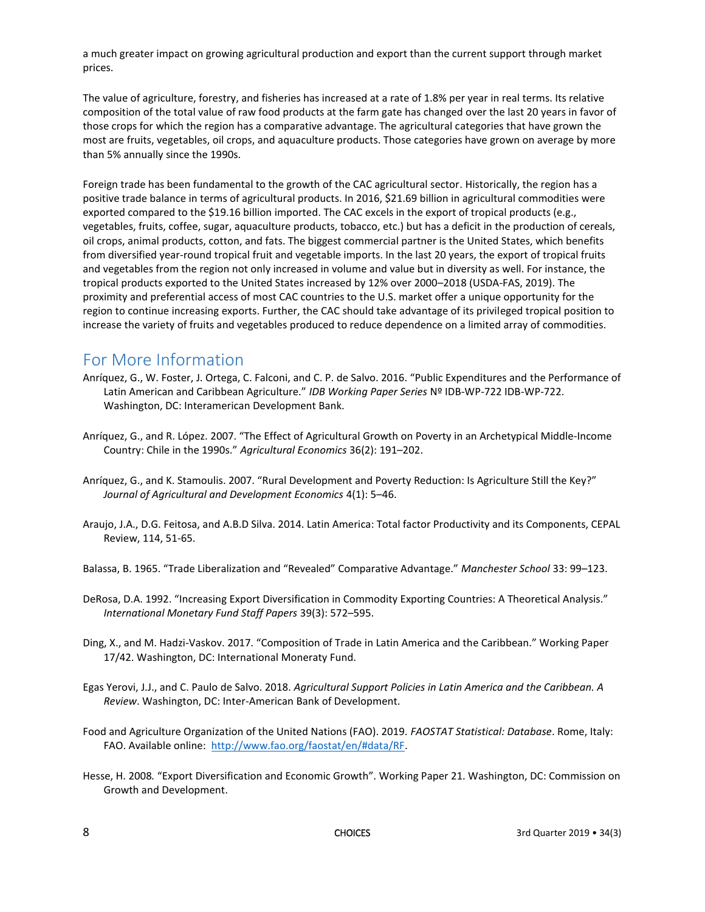a much greater impact on growing agricultural production and export than the current support through market prices.

The value of agriculture, forestry, and fisheries has increased at a rate of 1.8% per year in real terms. Its relative composition of the total value of raw food products at the farm gate has changed over the last 20 years in favor of those crops for which the region has a comparative advantage. The agricultural categories that have grown the most are fruits, vegetables, oil crops, and aquaculture products. Those categories have grown on average by more than 5% annually since the 1990s.

Foreign trade has been fundamental to the growth of the CAC agricultural sector. Historically, the region has a positive trade balance in terms of agricultural products. In 2016, $21.69 billion in agricultural commodities were exported compared to the $19.16 billion imported. The CAC excels in the export of tropical products (e.g., vegetables, fruits, coffee, sugar, aquaculture products, tobacco, etc.) but has a deficit in the production of cereals, oil crops, animal products, cotton, and fats. The biggest commercial partner is the United States, which benefits from diversified year-round tropical fruit and vegetable imports. In the last 20 years, the export of tropical fruits and vegetables from the region not only increased in volume and value but in diversity as well. For instance, the tropical products exported to the United States increased by 12% over 2000–2018 (USDA-FAS, 2019). The proximity and preferential access of most CAC countries to the U.S. market offer a unique opportunity for the region to continue increasing exports. Further, the CAC should take advantage of its privileged tropical position to increase the variety of fruits and vegetables produced to reduce dependence on a limited array of commodities.

## For More Information

Anríquez, G., W. Foster, J. Ortega, C. Falconi, and C. P. de Salvo. 2016. "Public Expenditures and the Performance of Latin American and Caribbean Agriculture." *IDB Working Paper Series* Nº IDB-WP-722 IDB-WP-722. Washington, DC: Interamerican Development Bank.

Anríquez, G., and R. López. 2007. "The Effect of Agricultural Growth on Poverty in an Archetypical Middle-Income Country: Chile in the 1990s." *Agricultural Economics* 36(2): 191–202.

Anríquez, G., and K. Stamoulis. 2007. "Rural Development and Poverty Reduction: Is Agriculture Still the Key?" *Journal of Agricultural and Development Economics* 4(1): 5–46.

Araujo, J.A., D.G. Feitosa, and A.B.D Silva. 2014. Latin America: Total factor Productivity and its Components, CEPAL Review, 114, 51-65.

Balassa, B. 1965. "Trade Liberalization and "Revealed" Comparative Advantage." *Manchester School* 33: 99–123.

DeRosa, D.A. 1992. "Increasing Export Diversification in Commodity Exporting Countries: A Theoretical Analysis." *International Monetary Fund Staff Papers* 39(3): 572–595.

Ding, X., and M. Hadzi-Vaskov. 2017. "Composition of Trade in Latin America and the Caribbean." Working Paper 17/42. Washington, DC: International Moneraty Fund.

Egas Yerovi, J.J., and C. Paulo de Salvo. 2018. *Agricultural Support Policies in Latin America and the Caribbean. A Review*. Washington, DC: Inter-American Bank of Development.

Food and Agriculture Organization of the United Nations (FAO). 2019. *FAOSTAT Statistical: Database*. Rome, Italy: FAO. Available online: http://www.fao.org/faostat/en/#data/RF.

Hesse, H. 2008. "Export Diversification and Economic Growth". Working Paper 21. Washington, DC: Commission on Growth and Development.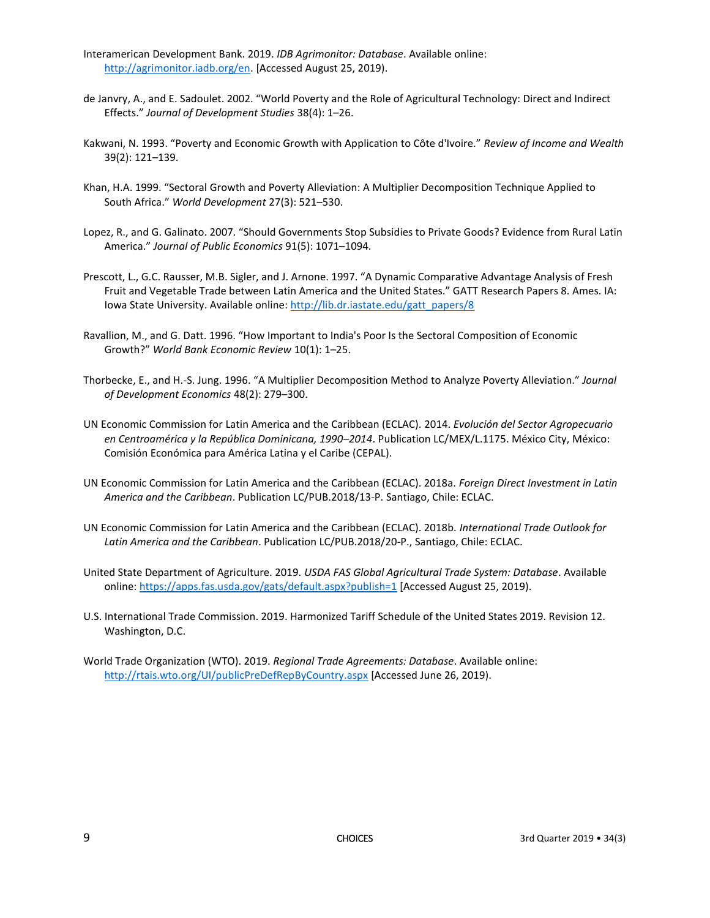Interamerican Development Bank. 2019. *IDB Agrimonitor: Database*. Available online: http://agrimonitor.iadb.org/en. [Accessed August 25, 2019).

de Janvry, A., and E. Sadoulet. 2002. "World Poverty and the Role of Agricultural Technology: Direct and Indirect Effects." *Journal of Development Studies* 38(4): 1–26.

Kakwani, N. 1993. "Poverty and Economic Growth with Application to Côte d'Ivoire." *Review of Income and Wealth* 39(2): 121–139.

Khan, H.A. 1999. "Sectoral Growth and Poverty Alleviation: A Multiplier Decomposition Technique Applied to South Africa." *World Development* 27(3): 521–530.

Lopez, R., and G. Galinato. 2007. "Should Governments Stop Subsidies to Private Goods? Evidence from Rural Latin America." *Journal of Public Economics* 91(5): 1071–1094.

Prescott, L., G.C. Rausser, M.B. Sigler, and J. Arnone. 1997. "A Dynamic Comparative Advantage Analysis of Fresh Fruit and Vegetable Trade between Latin America and the United States." GATT Research Papers 8. Ames. IA: Iowa State University. Available online: http://lib.dr.iastate.edu/gatt_papers/8

Ravallion, M., and G. Datt. 1996. "How Important to India's Poor Is the Sectoral Composition of Economic Growth?" *World Bank Economic Review* 10(1): 1–25.

Thorbecke, E., and H.-S. Jung. 1996. "A Multiplier Decomposition Method to Analyze Poverty Alleviation." *Journal of Development Economics* 48(2): 279–300.

UN Economic Commission for Latin America and the Caribbean (ECLAC). 2014. *Evolución del Sector Agropecuario en Centroamérica y la República Dominicana, 1990–2014*. Publication LC/MEX/L.1175. México City, México: Comisión Económica para América Latina y el Caribe (CEPAL).

UN Economic Commission for Latin America and the Caribbean (ECLAC). 2018a. *Foreign Direct Investment in Latin America and the Caribbean*. Publication LC/PUB.2018/13-P. Santiago, Chile: ECLAC.

UN Economic Commission for Latin America and the Caribbean (ECLAC). 2018b. *International Trade Outlook for Latin America and the Caribbean*. Publication LC/PUB.2018/20-P., Santiago, Chile: ECLAC.

United State Department of Agriculture. 2019. *USDA FAS Global Agricultural Trade System: Database*. Available online: https://apps.fas.usda.gov/gats/default.aspx?publish=1 [Accessed August 25, 2019).

U.S. International Trade Commission. 2019. Harmonized Tariff Schedule of the United States 2019. Revision 12. Washington, D.C.

World Trade Organization (WTO). 2019. *Regional Trade Agreements: Database*. Available online: http://rtais.wto.org/UI/publicPreDefRepByCountry.aspx [Accessed June 26, 2019).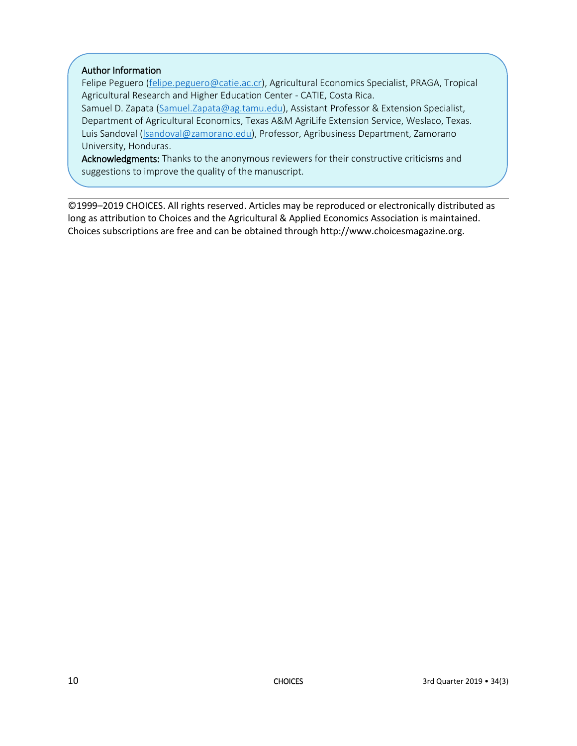Author Information

Felipe Peguero (felipe.peguero@catie.ac.cr), Agricultural Economics Specialist, PRAGA, Tropical Agricultural Research and Higher Education Center - CATIE, Costa Rica.

Samuel D. Zapata (Samuel.Zapata@ag.tamu.edu), Assistant Professor & Extension Specialist, Department of Agricultural Economics, Texas A&M AgriLife Extension Service, Weslaco, Texas.

Luis Sandoval (lsandoval@zamorano.edu), Professor, Agribusiness Department, Zamorano University, Honduras.

**Acknowledgments:** Thanks to the anonymous reviewers for their constructive criticisms and suggestions to improve the quality of the manuscript.

---

©1999–2019 CHOICES. All rights reserved. Articles may be reproduced or electronically distributed as long as attribution to Choices and the Agricultural & Applied Economics Association is maintained. Choices subscriptions are free and can be obtained through http://www.choicesmagazine.org.